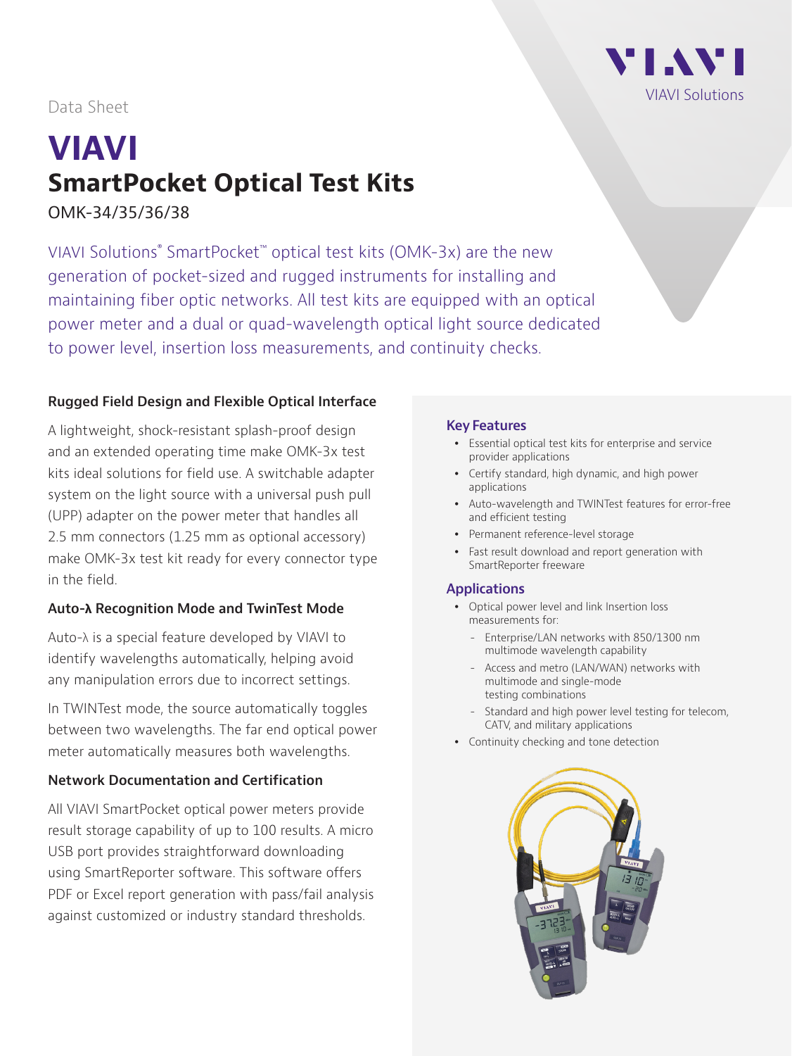Data Sheet

# VIAVI
## SmartPocket Optical Test Kits

OMK-34/35/36/38

VIAVI Solutions® SmartPocket™ optical test kits (OMK-3x) are the new generation of pocket-sized and rugged instruments for installing and maintaining fiber optic networks. All test kits are equipped with an optical power meter and a dual or quad-wavelength optical light source dedicated to power level, insertion loss measurements, and continuity checks.

### Rugged Field Design and Flexible Optical Interface

A lightweight, shock-resistant splash-proof design and an extended operating time make OMK-3x test kits ideal solutions for field use. A switchable adapter system on the light source with a universal push pull (UPP) adapter on the power meter that handles all 2.5 mm connectors (1.25 mm as optional accessory) make OMK-3x test kit ready for every connector type in the field.

### Auto-λ Recognition Mode and TwinTest Mode

Auto-λ is a special feature developed by VIAVI to identify wavelengths automatically, helping avoid any manipulation errors due to incorrect settings.

In TWINTest mode, the source automatically toggles between two wavelengths. The far end optical power meter automatically measures both wavelengths.

### Network Documentation and Certification

All VIAVI SmartPocket optical power meters provide result storage capability of up to 100 results. A micro USB port provides straightforward downloading using SmartReporter software. This software offers PDF or Excel report generation with pass/fail analysis against customized or industry standard thresholds.

### Key Features

- Essential optical test kits for enterprise and service provider applications
- Certify standard, high dynamic, and high power applications
- Auto-wavelength and TWINTest features for error-free and efficient testing
- Permanent reference-level storage
- Fast result download and report generation with SmartReporter freeware

### Applications

- Optical power level and link Insertion loss measurements for:
  - Enterprise/LAN networks with 850/1300 nm multimode wavelength capability
  - Access and metro (LAN/WAN) networks with multimode and single-mode testing combinations
  - Standard and high power level testing for telecom, CATV, and military applications
- Continuity checking and tone detection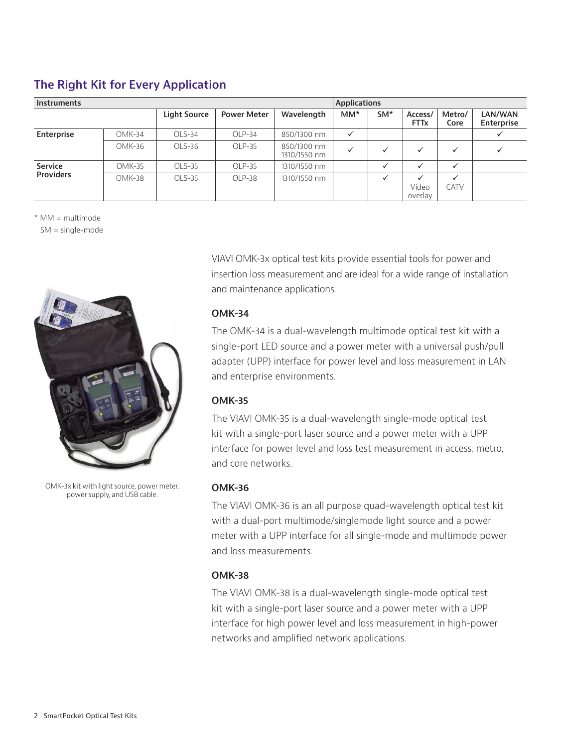## The Right Kit for Every Application

| Instruments | | | | | Applications | | | | |
|---|---|---|---|---|---|---|---|---|---|
| | | Light Source | Power Meter | Wavelength | MM* | SM* | Access/ FTTx | Metro/ Core | LAN/WAN Enterprise |
| Enterprise | OMK-34 | OLS-34 | OLP-34 | 850/1300 nm | ✓ | | | | ✓ |
| | OMK-36 | OLS-36 | OLP-35 | 850/1300 nm 1310/1550 nm | ✓ | ✓ | ✓ | ✓ | ✓ |
| Service Providers | OMK-35 | OLS-35 | OLP-35 | 1310/1550 nm | | ✓ | ✓ | ✓ | |
| | OMK-38 | OLS-35 | OLP-38 | 1310/1550 nm | | ✓ | ✓ Video overlay | ✓ CATV | |

\* MM = multimode
SM = single-mode

OMK-3x kit with light source, power meter, power supply, and USB cable.

VIAVI OMK-3x optical test kits provide essential tools for power and insertion loss measurement and are ideal for a wide range of installation and maintenance applications.

### OMK-34

The OMK-34 is a dual-wavelength multimode optical test kit with a single-port LED source and a power meter with a universal push/pull adapter (UPP) interface for power level and loss measurement in LAN and enterprise environments.

### OMK-35

The VIAVI OMK-35 is a dual-wavelength single-mode optical test kit with a single-port laser source and a power meter with a UPP interface for power level and loss test measurement in access, metro, and core networks.

### OMK-36

The VIAVI OMK-36 is an all purpose quad-wavelength optical test kit with a dual-port multimode/singlemode light source and a power meter with a UPP interface for all single-mode and multimode power and loss measurements.

### OMK-38

The VIAVI OMK-38 is a dual-wavelength single-mode optical test kit with a single-port laser source and a power meter with a UPP interface for high power level and loss measurement in high-power networks and amplified network applications.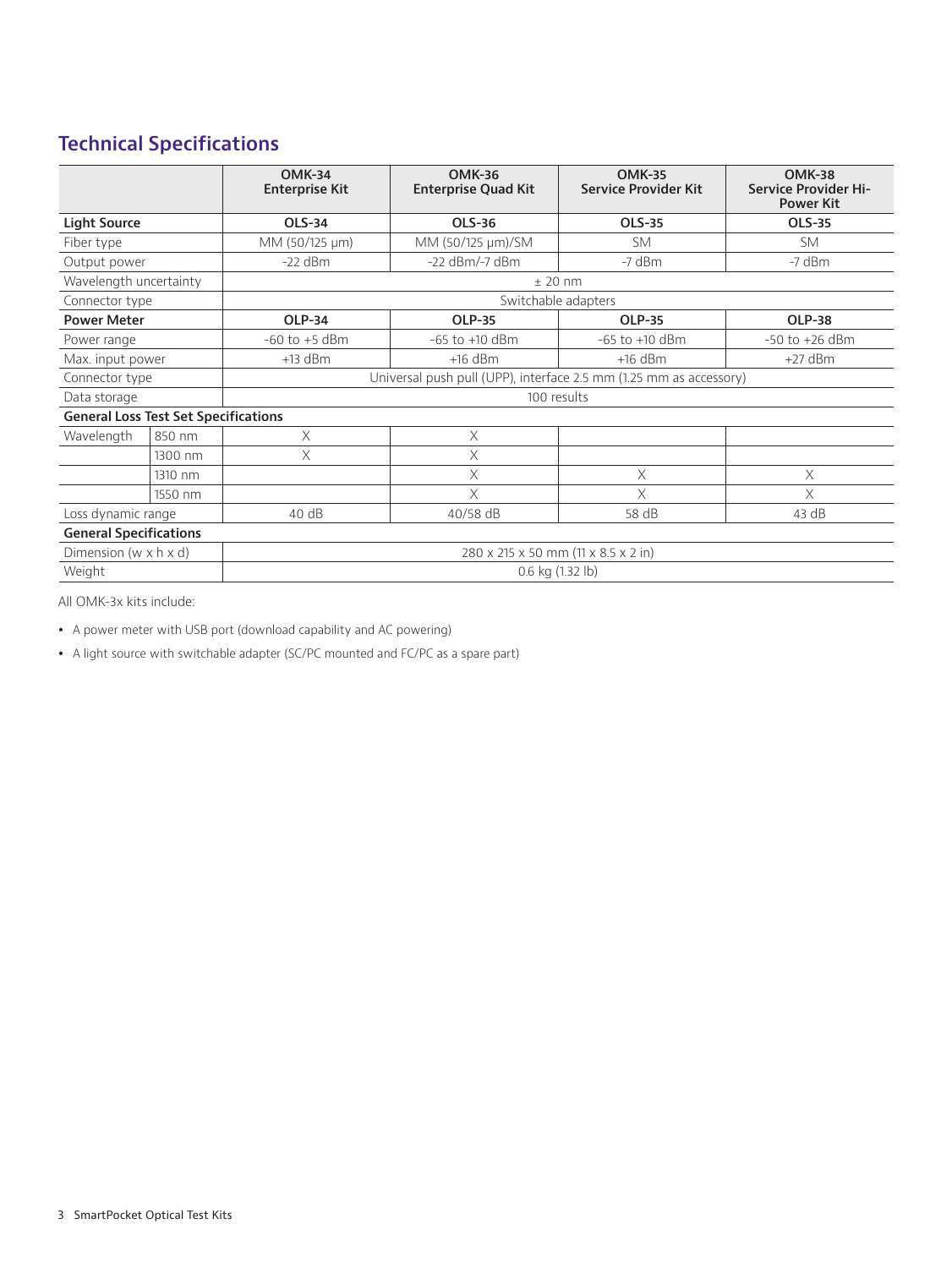## Technical Specifications

| | | OMK-34 Enterprise Kit | OMK-36 Enterprise Quad Kit | OMK-35 Service Provider Kit | OMK-38 Service Provider Hi-Power Kit |
|---|---|---|---|---|---|
| **Light Source** | | **OLS-34** | **OLS-36** | **OLS-35** | **OLS-35** |
| Fiber type | | MM (50/125 µm) | MM (50/125 µm)/SM | SM | SM |
| Output power | | -22 dBm | -22 dBm/-7 dBm | -7 dBm | -7 dBm |
| Wavelength uncertainty | | ± 20 nm | | | |
| Connector type | | Switchable adapters | | | |
| **Power Meter** | | **OLP-34** | **OLP-35** | **OLP-35** | **OLP-38** |
| Power range | | -60 to +5 dBm | -65 to +10 dBm | -65 to +10 dBm | -50 to +26 dBm |
| Max. input power | | +13 dBm | +16 dBm | +16 dBm | +27 dBm |
| Connector type | | Universal push pull (UPP), interface 2.5 mm (1.25 mm as accessory) | | | |
| Data storage | | 100 results | | | |
| **General Loss Test Set Specifications** | | | | | |
| Wavelength | 850 nm | X | X | | |
| | 1300 nm | X | X | | |
| | 1310 nm | | X | X | X |
| | 1550 nm | | X | X | X |
| Loss dynamic range | | 40 dB | 40/58 dB | 58 dB | 43 dB |
| **General Specifications** | | | | | |
| Dimension (w x h x d) | | 280 x 215 x 50 mm (11 x 8.5 x 2 in) | | | |
| Weight | | 0.6 kg (1.32 lb) | | | |

All OMK-3x kits include:

- A power meter with USB port (download capability and AC powering)
- A light source with switchable adapter (SC/PC mounted and FC/PC as a spare part)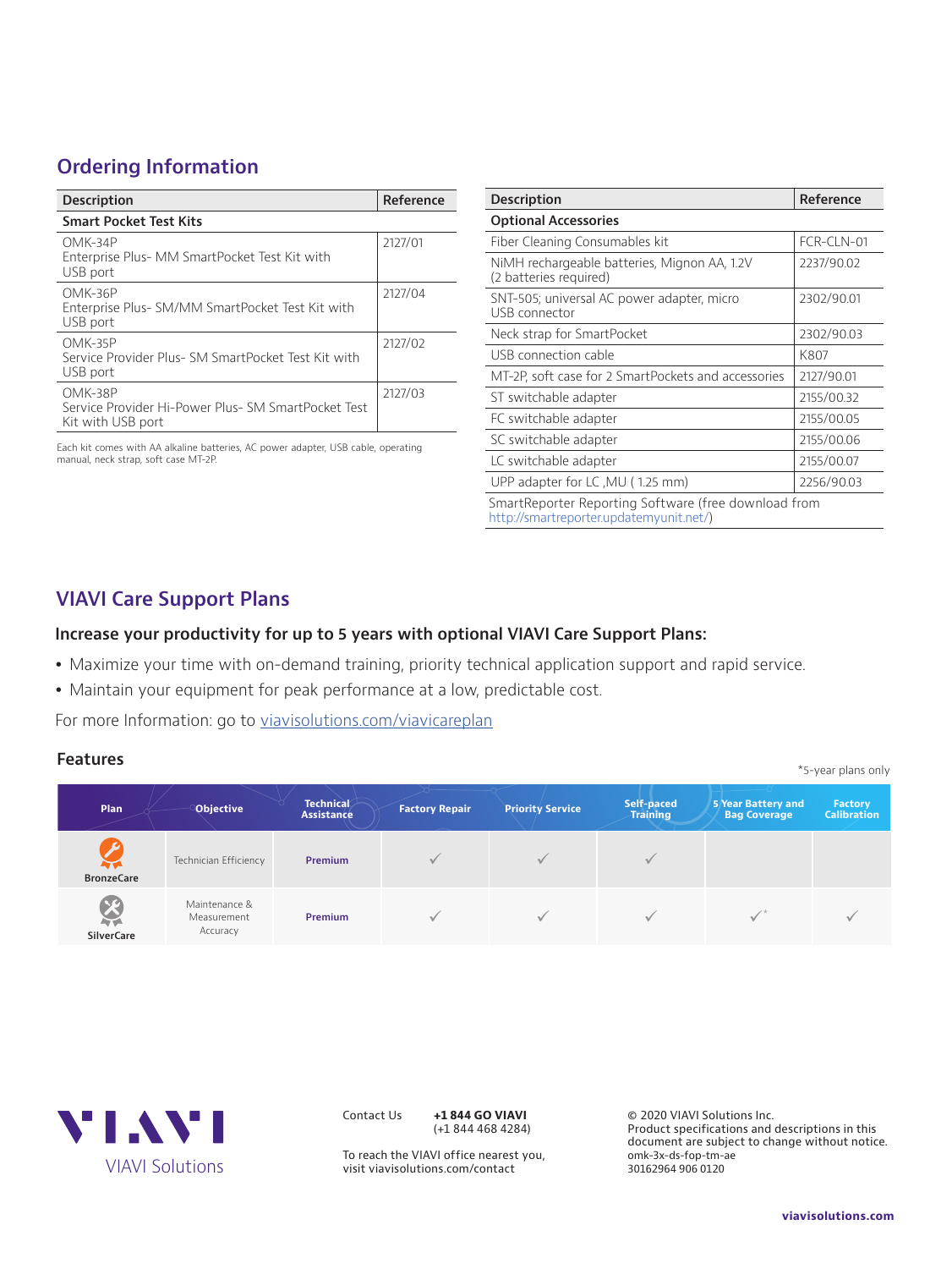## Ordering Information

| Description | Reference |
|---|---|
| **Smart Pocket Test Kits** | |
| OMK-34P<br>Enterprise Plus- MM SmartPocket Test Kit with USB port | 2127/01 |
| OMK-36P<br>Enterprise Plus- SM/MM SmartPocket Test Kit with USB port | 2127/04 |
| OMK-35P<br>Service Provider Plus- SM SmartPocket Test Kit with USB port | 2127/02 |
| OMK-38P<br>Service Provider Hi-Power Plus- SM SmartPocket Test Kit with USB port | 2127/03 |

Each kit comes with AA alkaline batteries, AC power adapter, USB cable, operating manual, neck strap, soft case MT-2P.

| Description | Reference |
|---|---|
| **Optional Accessories** | |
| Fiber Cleaning Consumables kit | FCR-CLN-01 |
| NiMH rechargeable batteries, Mignon AA, 1.2V (2 batteries required) | 2237/90.02 |
| SNT-505; universal AC power adapter, micro USB connector | 2302/90.01 |
| Neck strap for SmartPocket | 2302/90.03 |
| USB connection cable | K807 |
| MT-2P, soft case for 2 SmartPockets and accessories | 2127/90.01 |
| ST switchable adapter | 2155/00.32 |
| FC switchable adapter | 2155/00.05 |
| SC switchable adapter | 2155/00.06 |
| LC switchable adapter | 2155/00.07 |
| UPP adapter for LC ,MU ( 1.25 mm) | 2256/90.03 |
| SmartReporter Reporting Software (free download from http://smartreporter.updatemyunit.net/) | |

## VIAVI Care Support Plans

### Increase your productivity for up to 5 years with optional VIAVI Care Support Plans:

- Maximize your time with on-demand training, priority technical application support and rapid service.
- Maintain your equipment for peak performance at a low, predictable cost.

For more Information: go to viavisolutions.com/viavicareplan

### Features

*5-year plans only

| Plan | Objective | Technical Assistance | Factory Repair | Priority Service | Self-paced Training | 5 Year Battery and Bag Coverage | Factory Calibration |
|---|---|---|---|---|---|---|---|
| BronzeCare | Technician Efficiency | Premium | ✓ | ✓ | ✓ | | |
| SilverCare | Maintenance & Measurement Accuracy | Premium | ✓ | ✓ | ✓ | ✓* | ✓ |

VIAVI Solutions

Contact Us **+1 844 GO VIAVI** (+1 844 468 4284)

To reach the VIAVI office nearest you, visit viavisolutions.com/contact

© 2020 VIAVI Solutions Inc.
Product specifications and descriptions in this document are subject to change without notice.
omk-3x-ds-fop-tm-ae
30162964 906 0120

**viavisolutions.com**